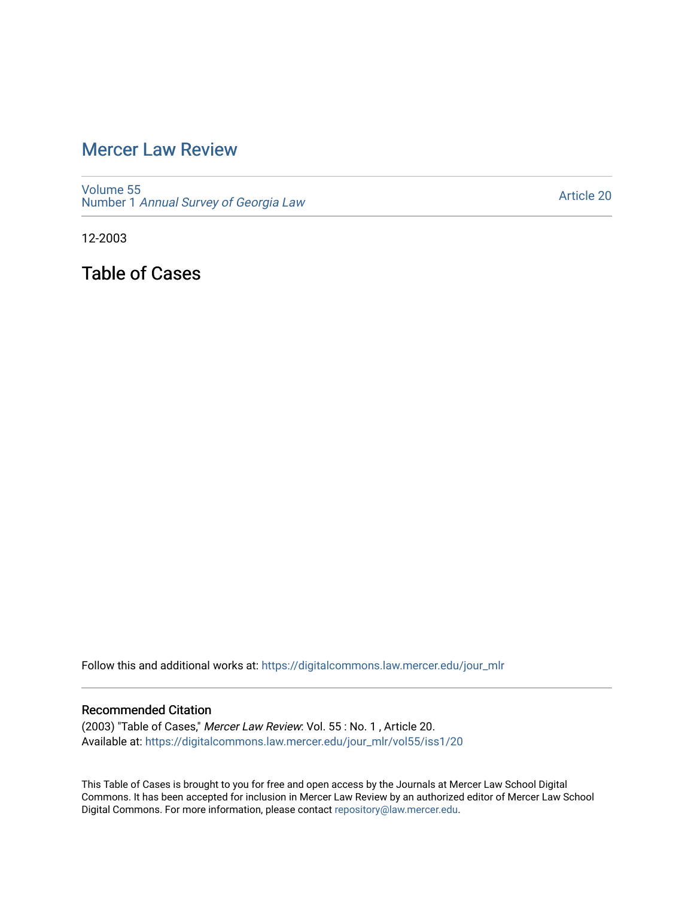# Mercer Law Review

Volume 55
Number 1 *Annual Survey of Georgia Law*

Article 20

12-2003

## Table of Cases

Follow this and additional works at: https://digitalcommons.law.mercer.edu/jour_mlr

### Recommended Citation

(2003) "Table of Cases," *Mercer Law Review*: Vol. 55 : No. 1 , Article 20.
Available at: https://digitalcommons.law.mercer.edu/jour_mlr/vol55/iss1/20

This Table of Cases is brought to you for free and open access by the Journals at Mercer Law School Digital Commons. It has been accepted for inclusion in Mercer Law Review by an authorized editor of Mercer Law School Digital Commons. For more information, please contact repository@law.mercer.edu.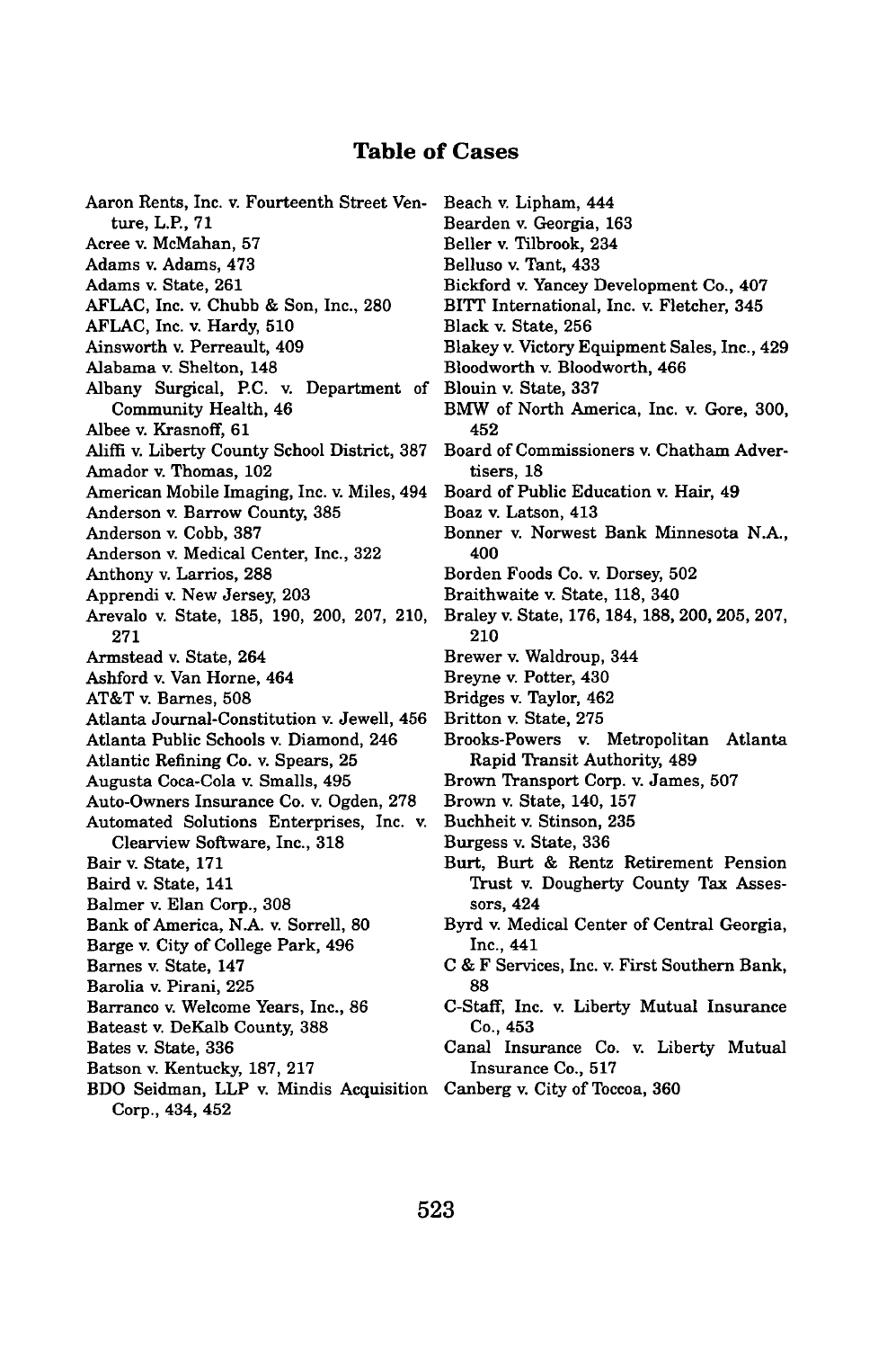## Table of Cases

Aaron Rents, Inc. v. Fourteenth Street Venture, L.P., 71
Acree v. McMahan, 57
Adams v. Adams, 473
Adams v. State, 261
AFLAC, Inc. v. Chubb & Son, Inc., 280
AFLAC, Inc. v. Hardy, 510
Ainsworth v. Perreault, 409
Alabama v. Shelton, 148
Albany Surgical, P.C. v. Department of Community Health, 46
Albee v. Krasnoff, 61
Aliffi v. Liberty County School District, 387
Amador v. Thomas, 102
American Mobile Imaging, Inc. v. Miles, 494
Anderson v. Barrow County, 385
Anderson v. Cobb, 387
Anderson v. Medical Center, Inc., 322
Anthony v. Larrios, 288
Apprendi v. New Jersey, 203
Arevalo v. State, 185, 190, 200, 207, 210, 271
Armstead v. State, 264
Ashford v. Van Horne, 464
AT&T v. Barnes, 508
Atlanta Journal-Constitution v. Jewell, 456
Atlanta Public Schools v. Diamond, 246
Atlantic Refining Co. v. Spears, 25
Augusta Coca-Cola v. Smalls, 495
Auto-Owners Insurance Co. v. Ogden, 278
Automated Solutions Enterprises, Inc. v. Clearview Software, Inc., 318
Bair v. State, 171
Baird v. State, 141
Balmer v. Elan Corp., 308
Bank of America, N.A. v. Sorrell, 80
Barge v. City of College Park, 496
Barnes v. State, 147
Barolia v. Pirani, 225
Barranco v. Welcome Years, Inc., 86
Bateast v. DeKalb County, 388
Bates v. State, 336
Batson v. Kentucky, 187, 217
BDO Seidman, LLP v. Mindis Acquisition Corp., 434, 452
Beach v. Lipham, 444
Bearden v. Georgia, 163
Beller v. Tilbrook, 234
Belluso v. Tant, 433
Bickford v. Yancey Development Co., 407
BITT International, Inc. v. Fletcher, 345
Black v. State, 256
Blakey v. Victory Equipment Sales, Inc., 429
Bloodworth v. Bloodworth, 466
Blouin v. State, 337
BMW of North America, Inc. v. Gore, 300, 452
Board of Commissioners v. Chatham Advertisers, 18
Board of Public Education v. Hair, 49
Boaz v. Latson, 413
Bonner v. Norwest Bank Minnesota N.A., 400
Borden Foods Co. v. Dorsey, 502
Braithwaite v. State, 118, 340
Braley v. State, 176, 184, 188, 200, 205, 207, 210
Brewer v. Waldroup, 344
Breyne v. Potter, 430
Bridges v. Taylor, 462
Britton v. State, 275
Brooks-Powers v. Metropolitan Atlanta Rapid Transit Authority, 489
Brown Transport Corp. v. James, 507
Brown v. State, 140, 157
Buchheit v. Stinson, 235
Burgess v. State, 336
Burt, Burt & Rentz Retirement Pension Trust v. Dougherty County Tax Assessors, 424
Byrd v. Medical Center of Central Georgia, Inc., 441
C & F Services, Inc. v. First Southern Bank, 88
C-Staff, Inc. v. Liberty Mutual Insurance Co., 453
Canal Insurance Co. v. Liberty Mutual Insurance Co., 517
Canberg v. City of Toccoa, 360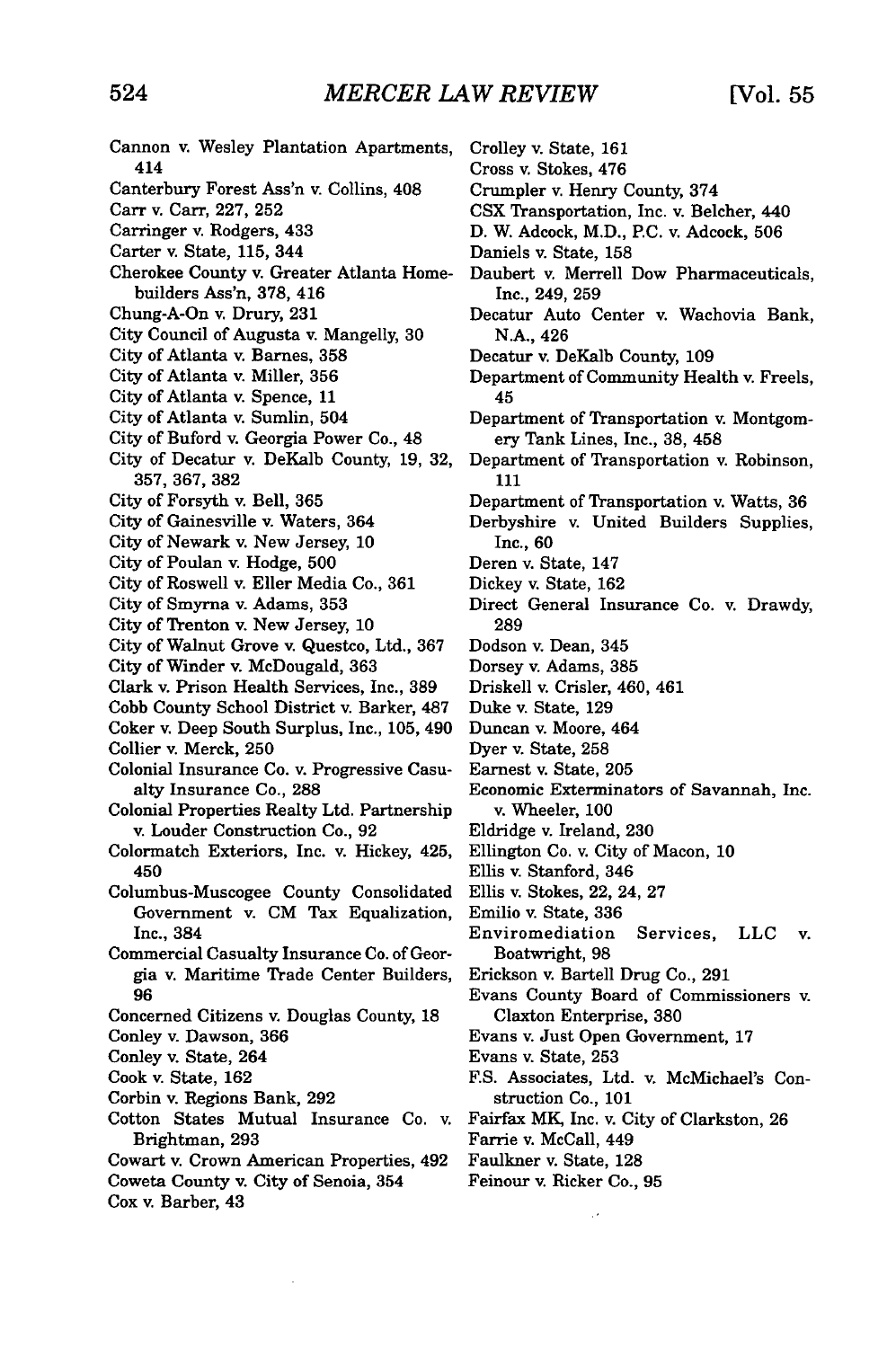Cannon v. Wesley Plantation Apartments, 414
Canterbury Forest Ass'n v. Collins, 408
Carr v. Carr, 227, 252
Carringer v. Rodgers, 433
Carter v. State, 115, 344
Cherokee County v. Greater Atlanta Homebuilders Ass'n, 378, 416
Chung-A-On v. Drury, 231
City Council of Augusta v. Mangelly, 30
City of Atlanta v. Barnes, 358
City of Atlanta v. Miller, 356
City of Atlanta v. Spence, 11
City of Atlanta v. Sumlin, 504
City of Buford v. Georgia Power Co., 48
City of Decatur v. DeKalb County, 19, 32, 357, 367, 382
City of Forsyth v. Bell, 365
City of Gainesville v. Waters, 364
City of Newark v. New Jersey, 10
City of Poulan v. Hodge, 500
City of Roswell v. Eller Media Co., 361
City of Smyrna v. Adams, 353
City of Trenton v. New Jersey, 10
City of Walnut Grove v. Questco, Ltd., 367
City of Winder v. McDougald, 363
Clark v. Prison Health Services, Inc., 389
Cobb County School District v. Barker, 487
Coker v. Deep South Surplus, Inc., 105, 490
Collier v. Merck, 250
Colonial Insurance Co. v. Progressive Casualty Insurance Co., 288
Colonial Properties Realty Ltd. Partnership v. Louder Construction Co., 92
Colormatch Exteriors, Inc. v. Hickey, 425, 450
Columbus-Muscogee County Consolidated Government v. CM Tax Equalization, Inc., 384
Commercial Casualty Insurance Co. of Georgia v. Maritime Trade Center Builders, 96
Concerned Citizens v. Douglas County, 18
Conley v. Dawson, 366
Conley v. State, 264
Cook v. State, 162
Corbin v. Regions Bank, 292
Cotton States Mutual Insurance Co. v. Brightman, 293
Cowart v. Crown American Properties, 492
Coweta County v. City of Senoia, 354
Cox v. Barber, 43
Crolley v. State, 161
Cross v. Stokes, 476
Crumpler v. Henry County, 374
CSX Transportation, Inc. v. Belcher, 440
D. W. Adcock, M.D., P.C. v. Adcock, 506
Daniels v. State, 158
Daubert v. Merrell Dow Pharmaceuticals, Inc., 249, 259
Decatur Auto Center v. Wachovia Bank, N.A., 426
Decatur v. DeKalb County, 109
Department of Community Health v. Freels, 45
Department of Transportation v. Montgomery Tank Lines, Inc., 38, 458
Department of Transportation v. Robinson, 111
Department of Transportation v. Watts, 36
Derbyshire v. United Builders Supplies, Inc., 60
Deren v. State, 147
Dickey v. State, 162
Direct General Insurance Co. v. Drawdy, 289
Dodson v. Dean, 345
Dorsey v. Adams, 385
Driskell v. Crisler, 460, 461
Duke v. State, 129
Duncan v. Moore, 464
Dyer v. State, 258
Earnest v. State, 205
Economic Exterminators of Savannah, Inc. v. Wheeler, 100
Eldridge v. Ireland, 230
Ellington Co. v. City of Macon, 10
Ellis v. Stanford, 346
Ellis v. Stokes, 22, 24, 27
Emilio v. State, 336
Enviromediation Services, LLC v. Boatwright, 98
Erickson v. Bartell Drug Co., 291
Evans County Board of Commissioners v. Claxton Enterprise, 380
Evans v. Just Open Government, 17
Evans v. State, 253
F.S. Associates, Ltd. v. McMichael's Construction Co., 101
Fairfax MK, Inc. v. City of Clarkston, 26
Farrie v. McCall, 449
Faulkner v. State, 128
Feinour v. Ricker Co., 95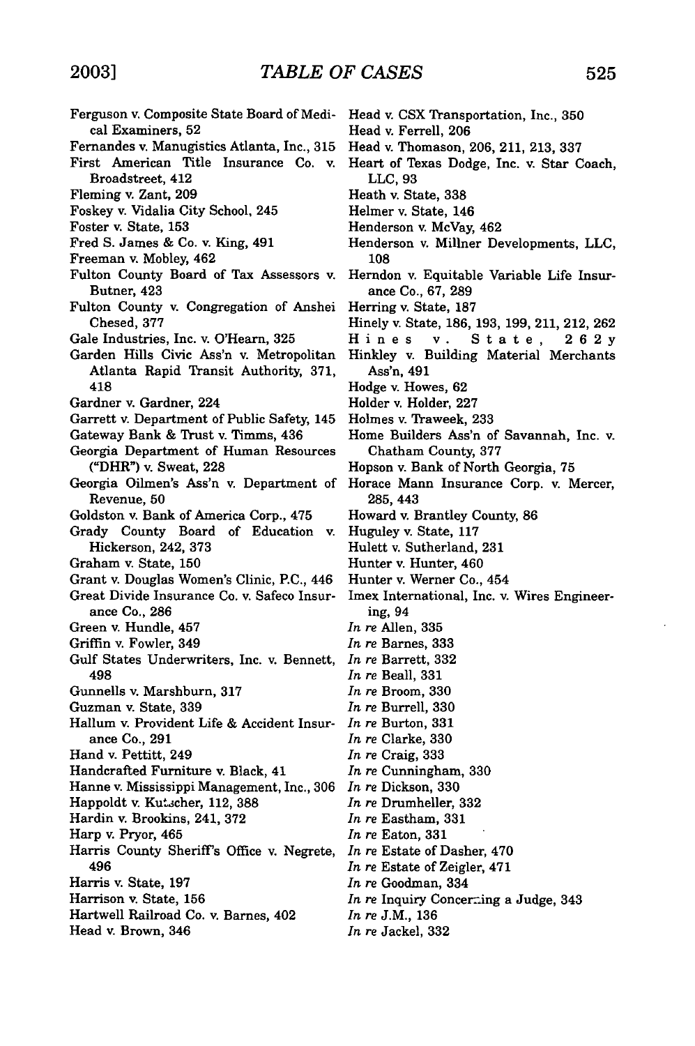Ferguson v. Composite State Board of Medical Examiners, 52
Fernandes v. Manugistics Atlanta, Inc., 315
First American Title Insurance Co. v. Broadstreet, 412
Fleming v. Zant, 209
Foskey v. Vidalia City School, 245
Foster v. State, 153
Fred S. James & Co. v. King, 491
Freeman v. Mobley, 462
Fulton County Board of Tax Assessors v. Butner, 423
Fulton County v. Congregation of Anshei Chesed, 377
Gale Industries, Inc. v. O'Hearn, 325
Garden Hills Civic Ass'n v. Metropolitan Atlanta Rapid Transit Authority, 371, 418
Gardner v. Gardner, 224
Garrett v. Department of Public Safety, 145
Gateway Bank & Trust v. Timms, 436
Georgia Department of Human Resources ("DHR") v. Sweat, 228
Georgia Oilmen's Ass'n v. Department of Revenue, 50
Goldston v. Bank of America Corp., 475
Grady County Board of Education v. Hickerson, 242, 373
Graham v. State, 150
Grant v. Douglas Women's Clinic, P.C., 446
Great Divide Insurance Co. v. Safeco Insurance Co., 286
Green v. Hundle, 457
Griffin v. Fowler, 349
Gulf States Underwriters, Inc. v. Bennett, 498
Gunnells v. Marshburn, 317
Guzman v. State, 339
Hallum v. Provident Life & Accident Insurance Co., 291
Hand v. Pettitt, 249
Handcrafted Furniture v. Black, 41
Hanne v. Mississippi Management, Inc., 306
Happoldt v. Kutscher, 112, 388
Hardin v. Brookins, 241, 372
Harp v. Pryor, 465
Harris County Sheriff's Office v. Negrete, 496
Harris v. State, 197
Harrison v. State, 156
Hartwell Railroad Co. v. Barnes, 402
Head v. Brown, 346
Head v. CSX Transportation, Inc., 350
Head v. Ferrell, 206
Head v. Thomason, 206, 211, 213, 337
Heart of Texas Dodge, Inc. v. Star Coach, LLC, 93
Heath v. State, 338
Helmer v. State, 146
Henderson v. McVay, 462
Henderson v. Millner Developments, LLC, 108
Herndon v. Equitable Variable Life Insurance Co., 67, 289
Herring v. State, 187
Hinely v. State, 186, 193, 199, 211, 212, 262
Hines v. State, 262
Hinkley v. Building Material Merchants Ass'n, 491
Hodge v. Howes, 62
Holder v. Holder, 227
Holmes v. Traweek, 233
Home Builders Ass'n of Savannah, Inc. v. Chatham County, 377
Hopson v. Bank of North Georgia, 75
Horace Mann Insurance Corp. v. Mercer, 285, 443
Howard v. Brantley County, 86
Huguley v. State, 117
Hulett v. Sutherland, 231
Hunter v. Hunter, 460
Hunter v. Werner Co., 454
Imex International, Inc. v. Wires Engineering, 94
*In re* Allen, 335
*In re* Barnes, 333
*In re* Barrett, 332
*In re* Beall, 331
*In re* Broom, 330
*In re* Burrell, 330
*In re* Burton, 331
*In re* Clarke, 330
*In re* Craig, 333
*In re* Cunningham, 330
*In re* Dickson, 330
*In re* Drumheller, 332
*In re* Eastham, 331
*In re* Eaton, 331
*In re* Estate of Dasher, 470
*In re* Estate of Zeigler, 471
*In re* Goodman, 334
*In re* Inquiry Concerning a Judge, 343
*In re* J.M., 136
*In re* Jackel, 332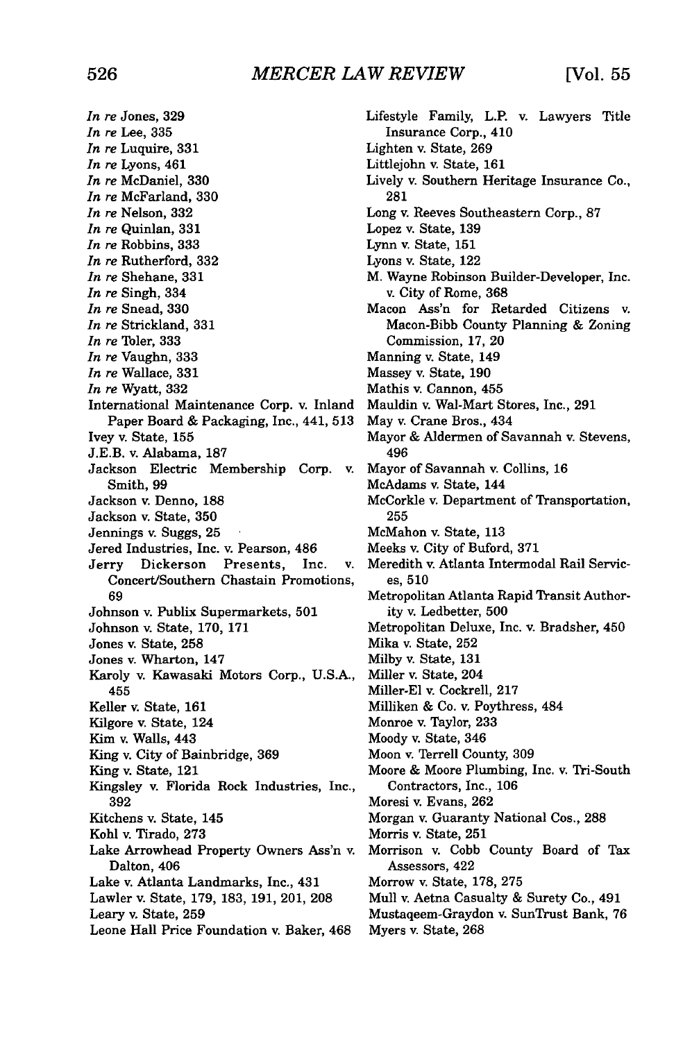*In re* Jones, 329
*In re* Lee, 335
*In re* Luquire, 331
*In re* Lyons, 461
*In re* McDaniel, 330
*In re* McFarland, 330
*In re* Nelson, 332
*In re* Quinlan, 331
*In re* Robbins, 333
*In re* Rutherford, 332
*In re* Shehane, 331
*In re* Singh, 334
*In re* Snead, 330
*In re* Strickland, 331
*In re* Toler, 333
*In re* Vaughn, 333
*In re* Wallace, 331
*In re* Wyatt, 332
International Maintenance Corp. v. Inland Paper Board & Packaging, Inc., 441, 513
Ivey v. State, 155
J.E.B. v. Alabama, 187
Jackson Electric Membership Corp. v. Smith, 99
Jackson v. Denno, 188
Jackson v. State, 350
Jennings v. Suggs, 25
Jered Industries, Inc. v. Pearson, 486
Jerry Dickerson Presents, Inc. v. Concert/Southern Chastain Promotions, 69
Johnson v. Publix Supermarkets, 501
Johnson v. State, 170, 171
Jones v. State, 258
Jones v. Wharton, 147
Karoly v. Kawasaki Motors Corp., U.S.A., 455
Keller v. State, 161
Kilgore v. State, 124
Kim v. Walls, 443
King v. City of Bainbridge, 369
King v. State, 121
Kingsley v. Florida Rock Industries, Inc., 392
Kitchens v. State, 145
Kohl v. Tirado, 273
Lake Arrowhead Property Owners Ass'n v. Dalton, 406
Lake v. Atlanta Landmarks, Inc., 431
Lawler v. State, 179, 183, 191, 201, 208
Leary v. State, 259
Leone Hall Price Foundation v. Baker, 468
Lifestyle Family, L.P. v. Lawyers Title Insurance Corp., 410
Lighten v. State, 269
Littlejohn v. State, 161
Lively v. Southern Heritage Insurance Co., 281
Long v. Reeves Southeastern Corp., 87
Lopez v. State, 139
Lynn v. State, 151
Lyons v. State, 122
M. Wayne Robinson Builder-Developer, Inc. v. City of Rome, 368
Macon Ass'n for Retarded Citizens v. Macon-Bibb County Planning & Zoning Commission, 17, 20
Manning v. State, 149
Massey v. State, 190
Mathis v. Cannon, 455
Mauldin v. Wal-Mart Stores, Inc., 291
May v. Crane Bros., 434
Mayor & Aldermen of Savannah v. Stevens, 496
Mayor of Savannah v. Collins, 16
McAdams v. State, 144
McCorkle v. Department of Transportation, 255
McMahon v. State, 113
Meeks v. City of Buford, 371
Meredith v. Atlanta Intermodal Rail Services, 510
Metropolitan Atlanta Rapid Transit Authority v. Ledbetter, 500
Metropolitan Deluxe, Inc. v. Bradsher, 450
Mika v. State, 252
Milby v. State, 131
Miller v. State, 204
Miller-El v. Cockrell, 217
Milliken & Co. v. Poythress, 484
Monroe v. Taylor, 233
Moody v. State, 346
Moon v. Terrell County, 309
Moore & Moore Plumbing, Inc. v. Tri-South Contractors, Inc., 106
Moresi v. Evans, 262
Morgan v. Guaranty National Cos., 288
Morris v. State, 251
Morrison v. Cobb County Board of Tax Assessors, 422
Morrow v. State, 178, 275
Mull v. Aetna Casualty & Surety Co., 491
Mustaqeem-Graydon v. SunTrust Bank, 76
Myers v. State, 268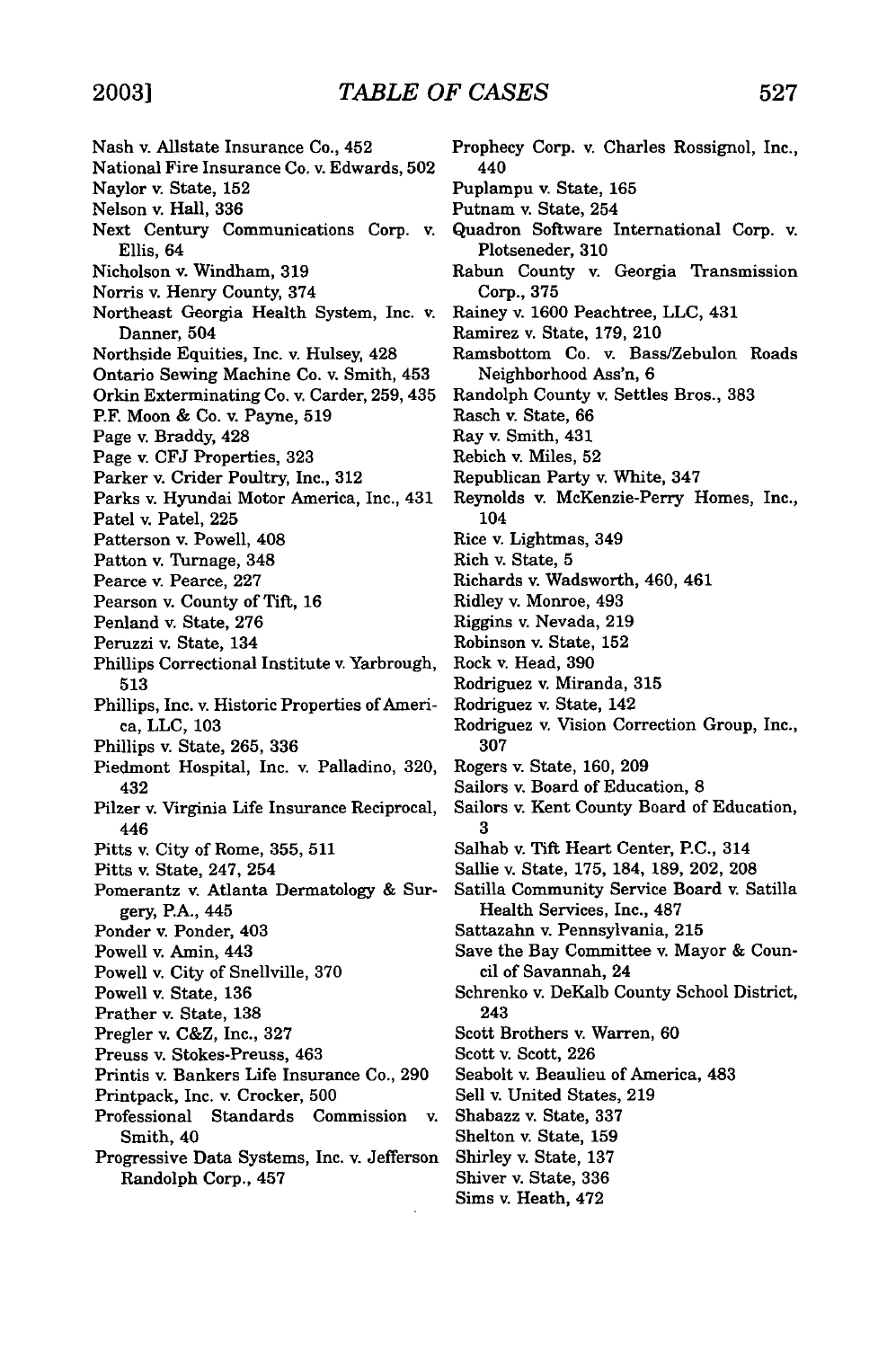Nash v. Allstate Insurance Co., 452
National Fire Insurance Co. v. Edwards, 502
Naylor v. State, 152
Nelson v. Hall, 336
Next Century Communications Corp. v. Ellis, 64
Nicholson v. Windham, 319
Norris v. Henry County, 374
Northeast Georgia Health System, Inc. v. Danner, 504
Northside Equities, Inc. v. Hulsey, 428
Ontario Sewing Machine Co. v. Smith, 453
Orkin Exterminating Co. v. Carder, 259, 435
P.F. Moon & Co. v. Payne, 519
Page v. Braddy, 428
Page v. CFJ Properties, 323
Parker v. Crider Poultry, Inc., 312
Parks v. Hyundai Motor America, Inc., 431
Patel v. Patel, 225
Patterson v. Powell, 408
Patton v. Turnage, 348
Pearce v. Pearce, 227
Pearson v. County of Tift, 16
Penland v. State, 276
Peruzzi v. State, 134
Phillips Correctional Institute v. Yarbrough, 513
Phillips, Inc. v. Historic Properties of America, LLC, 103
Phillips v. State, 265, 336
Piedmont Hospital, Inc. v. Palladino, 320, 432
Pilzer v. Virginia Life Insurance Reciprocal, 446
Pitts v. City of Rome, 355, 511
Pitts v. State, 247, 254
Pomerantz v. Atlanta Dermatology & Surgery, P.A., 445
Ponder v. Ponder, 403
Powell v. Amin, 443
Powell v. City of Snellville, 370
Powell v. State, 136
Prather v. State, 138
Pregler v. C&Z, Inc., 327
Preuss v. Stokes-Preuss, 463
Printis v. Bankers Life Insurance Co., 290
Printpack, Inc. v. Crocker, 500
Professional Standards Commission v. Smith, 40
Progressive Data Systems, Inc. v. Jefferson Randolph Corp., 457
Prophecy Corp. v. Charles Rossignol, Inc., 440
Puplampu v. State, 165
Putnam v. State, 254
Quadron Software International Corp. v. Plotseneder, 310
Rabun County v. Georgia Transmission Corp., 375
Rainey v. 1600 Peachtree, LLC, 431
Ramirez v. State, 179, 210
Ramsbottom Co. v. Bass/Zebulon Roads Neighborhood Ass'n, 6
Randolph County v. Settles Bros., 383
Rasch v. State, 66
Ray v. Smith, 431
Rebich v. Miles, 52
Republican Party v. White, 347
Reynolds v. McKenzie-Perry Homes, Inc., 104
Rice v. Lightmas, 349
Rich v. State, 5
Richards v. Wadsworth, 460, 461
Ridley v. Monroe, 493
Riggins v. Nevada, 219
Robinson v. State, 152
Rock v. Head, 390
Rodriguez v. Miranda, 315
Rodriguez v. State, 142
Rodriguez v. Vision Correction Group, Inc., 307
Rogers v. State, 160, 209
Sailors v. Board of Education, 8
Sailors v. Kent County Board of Education, 3
Salhab v. Tift Heart Center, P.C., 314
Sallie v. State, 175, 184, 189, 202, 208
Satilla Community Service Board v. Satilla Health Services, Inc., 487
Sattazahn v. Pennsylvania, 215
Save the Bay Committee v. Mayor & Council of Savannah, 24
Schrenko v. DeKalb County School District, 243
Scott Brothers v. Warren, 60
Scott v. Scott, 226
Seabolt v. Beaulieu of America, 483
Sell v. United States, 219
Shabazz v. State, 337
Shelton v. State, 159
Shirley v. State, 137
Shiver v. State, 336
Sims v. Heath, 472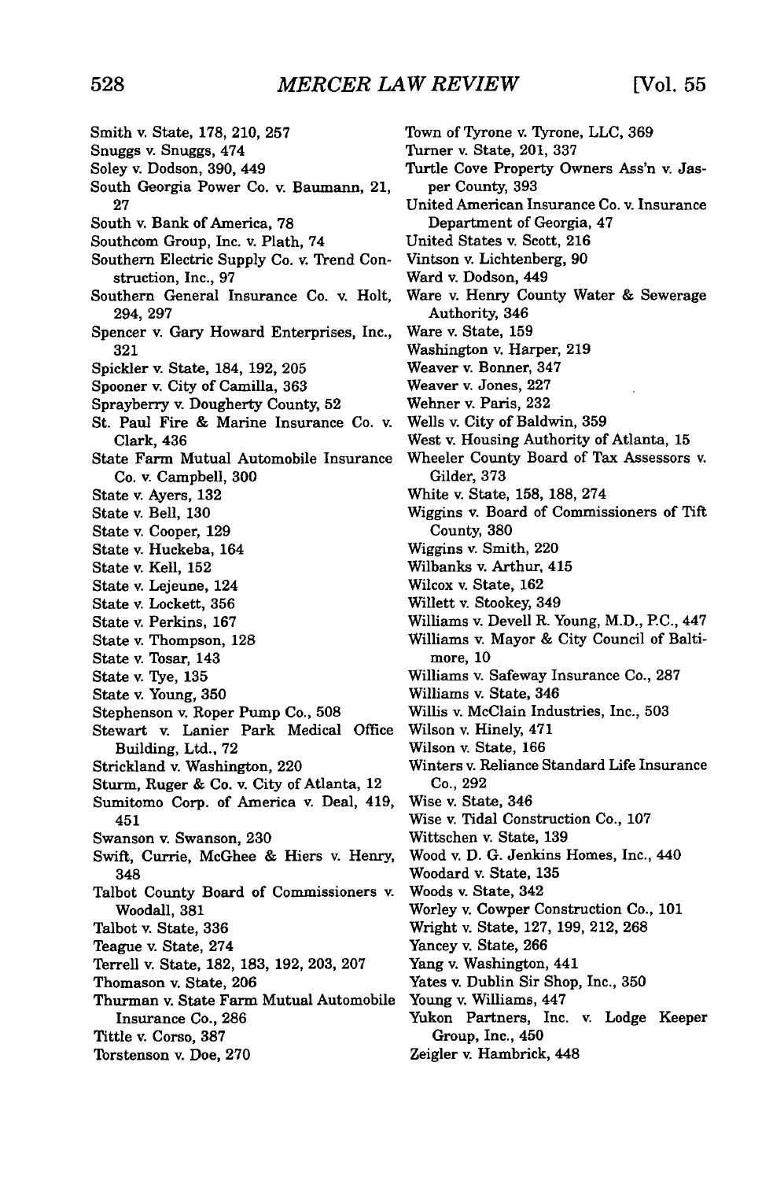Smith v. State, 178, 210, 257
Snuggs v. Snuggs, 474
Soley v. Dodson, 390, 449
South Georgia Power Co. v. Baumann, 21, 27
South v. Bank of America, 78
Southcom Group, Inc. v. Plath, 74
Southern Electric Supply Co. v. Trend Construction, Inc., 97
Southern General Insurance Co. v. Holt, 294, 297
Spencer v. Gary Howard Enterprises, Inc., 321
Spickler v. State, 184, 192, 205
Spooner v. City of Camilla, 363
Sprayberry v. Dougherty County, 52
St. Paul Fire & Marine Insurance Co. v. Clark, 436
State Farm Mutual Automobile Insurance Co. v. Campbell, 300
State v. Ayers, 132
State v. Bell, 130
State v. Cooper, 129
State v. Huckeba, 164
State v. Kell, 152
State v. Lejeune, 124
State v. Lockett, 356
State v. Perkins, 167
State v. Thompson, 128
State v. Tosar, 143
State v. Tye, 135
State v. Young, 350
Stephenson v. Roper Pump Co., 508
Stewart v. Lanier Park Medical Office Building, Ltd., 72
Strickland v. Washington, 220
Sturm, Ruger & Co. v. City of Atlanta, 12
Sumitomo Corp. of America v. Deal, 419, 451
Swanson v. Swanson, 230
Swift, Currie, McGhee & Hiers v. Henry, 348
Talbot County Board of Commissioners v. Woodall, 381
Talbot v. State, 336
Teague v. State, 274
Terrell v. State, 182, 183, 192, 203, 207
Thomason v. State, 206
Thurman v. State Farm Mutual Automobile Insurance Co., 286
Tittle v. Corso, 387
Torstenson v. Doe, 270
Town of Tyrone v. Tyrone, LLC, 369
Turner v. State, 201, 337
Turtle Cove Property Owners Ass'n v. Jasper County, 393
United American Insurance Co. v. Insurance Department of Georgia, 47
United States v. Scott, 216
Vintson v. Lichtenberg, 90
Ward v. Dodson, 449
Ware v. Henry County Water & Sewerage Authority, 346
Ware v. State, 159
Washington v. Harper, 219
Weaver v. Bonner, 347
Weaver v. Jones, 227
Wehner v. Paris, 232
Wells v. City of Baldwin, 359
West v. Housing Authority of Atlanta, 15
Wheeler County Board of Tax Assessors v. Gilder, 373
White v. State, 158, 188, 274
Wiggins v. Board of Commissioners of Tift County, 380
Wiggins v. Smith, 220
Wilbanks v. Arthur, 415
Wilcox v. State, 162
Willett v. Stookey, 349
Williams v. Devell R. Young, M.D., P.C., 447
Williams v. Mayor & City Council of Baltimore, 10
Williams v. Safeway Insurance Co., 287
Williams v. State, 346
Willis v. McClain Industries, Inc., 503
Wilson v. Hinely, 471
Wilson v. State, 166
Winters v. Reliance Standard Life Insurance Co., 292
Wise v. State, 346
Wise v. Tidal Construction Co., 107
Wittschen v. State, 139
Wood v. D. G. Jenkins Homes, Inc., 440
Woodard v. State, 135
Woods v. State, 342
Worley v. Cowper Construction Co., 101
Wright v. State, 127, 199, 212, 268
Yancey v. State, 266
Yang v. Washington, 441
Yates v. Dublin Sir Shop, Inc., 350
Young v. Williams, 447
Yukon Partners, Inc. v. Lodge Keeper Group, Inc., 450
Zeigler v. Hambrick, 448